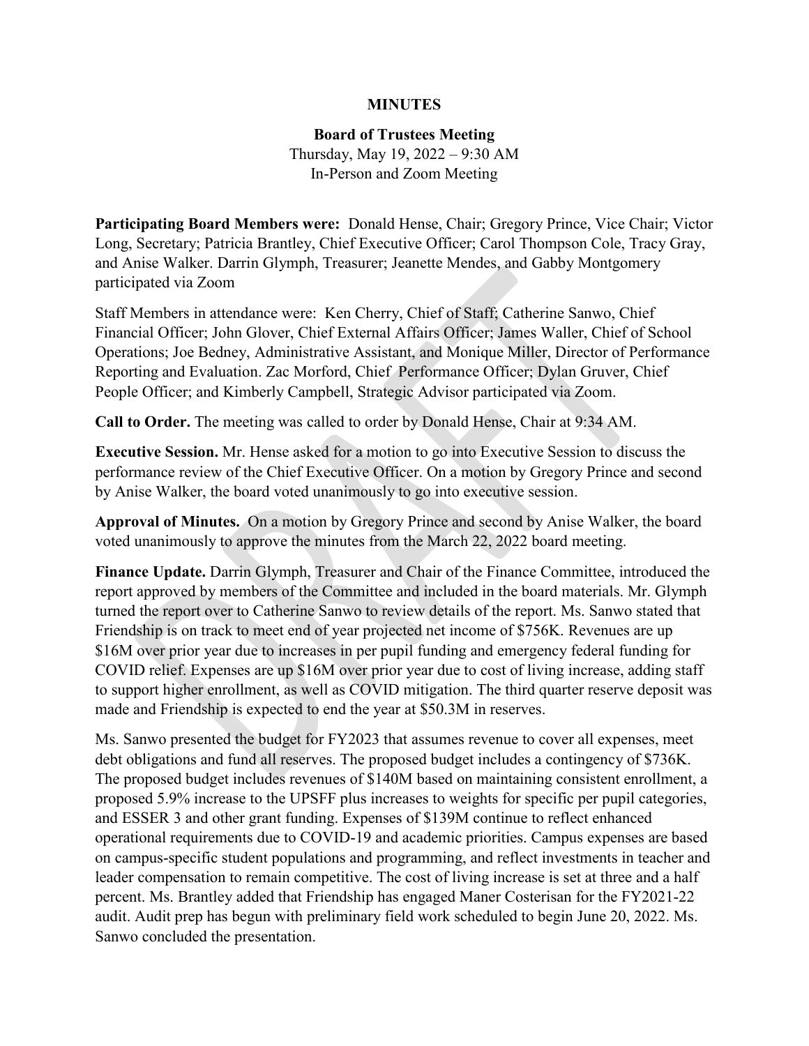**MINUTES**

**Board of Trustees Meeting**
Thursday, May 19, 2022 – 9:30 AM
In-Person and Zoom Meeting

**Participating Board Members were:** Donald Hense, Chair; Gregory Prince, Vice Chair; Victor Long, Secretary; Patricia Brantley, Chief Executive Officer; Carol Thompson Cole, Tracy Gray, and Anise Walker. Darrin Glymph, Treasurer; Jeanette Mendes, and Gabby Montgomery participated via Zoom

Staff Members in attendance were: Ken Cherry, Chief of Staff; Catherine Sanwo, Chief Financial Officer; John Glover, Chief External Affairs Officer; James Waller, Chief of School Operations; Joe Bedney, Administrative Assistant, and Monique Miller, Director of Performance Reporting and Evaluation. Zac Morford, Chief Performance Officer; Dylan Gruver, Chief People Officer; and Kimberly Campbell, Strategic Advisor participated via Zoom.

**Call to Order.** The meeting was called to order by Donald Hense, Chair at 9:34 AM.

**Executive Session.** Mr. Hense asked for a motion to go into Executive Session to discuss the performance review of the Chief Executive Officer. On a motion by Gregory Prince and second by Anise Walker, the board voted unanimously to go into executive session.

**Approval of Minutes.** On a motion by Gregory Prince and second by Anise Walker, the board voted unanimously to approve the minutes from the March 22, 2022 board meeting.

**Finance Update.** Darrin Glymph, Treasurer and Chair of the Finance Committee, introduced the report approved by members of the Committee and included in the board materials. Mr. Glymph turned the report over to Catherine Sanwo to review details of the report. Ms. Sanwo stated that Friendship is on track to meet end of year projected net income of $756K. Revenues are up $16M over prior year due to increases in per pupil funding and emergency federal funding for COVID relief. Expenses are up $16M over prior year due to cost of living increase, adding staff to support higher enrollment, as well as COVID mitigation. The third quarter reserve deposit was made and Friendship is expected to end the year at $50.3M in reserves.

Ms. Sanwo presented the budget for FY2023 that assumes revenue to cover all expenses, meet debt obligations and fund all reserves. The proposed budget includes a contingency of $736K. The proposed budget includes revenues of $140M based on maintaining consistent enrollment, a proposed 5.9% increase to the UPSFF plus increases to weights for specific per pupil categories, and ESSER 3 and other grant funding. Expenses of $139M continue to reflect enhanced operational requirements due to COVID-19 and academic priorities. Campus expenses are based on campus-specific student populations and programming, and reflect investments in teacher and leader compensation to remain competitive. The cost of living increase is set at three and a half percent. Ms. Brantley added that Friendship has engaged Maner Costerisan for the FY2021-22 audit. Audit prep has begun with preliminary field work scheduled to begin June 20, 2022. Ms. Sanwo concluded the presentation.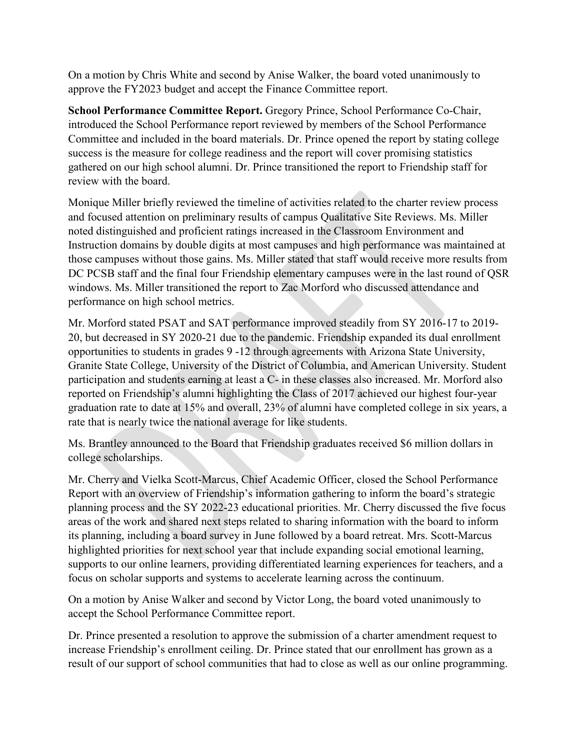On a motion by Chris White and second by Anise Walker, the board voted unanimously to approve the FY2023 budget and accept the Finance Committee report.

**School Performance Committee Report.** Gregory Prince, School Performance Co-Chair, introduced the School Performance report reviewed by members of the School Performance Committee and included in the board materials. Dr. Prince opened the report by stating college success is the measure for college readiness and the report will cover promising statistics gathered on our high school alumni. Dr. Prince transitioned the report to Friendship staff for review with the board.

Monique Miller briefly reviewed the timeline of activities related to the charter review process and focused attention on preliminary results of campus Qualitative Site Reviews. Ms. Miller noted distinguished and proficient ratings increased in the Classroom Environment and Instruction domains by double digits at most campuses and high performance was maintained at those campuses without those gains. Ms. Miller stated that staff would receive more results from DC PCSB staff and the final four Friendship elementary campuses were in the last round of QSR windows. Ms. Miller transitioned the report to Zac Morford who discussed attendance and performance on high school metrics.

Mr. Morford stated PSAT and SAT performance improved steadily from SY 2016-17 to 2019-20, but decreased in SY 2020-21 due to the pandemic. Friendship expanded its dual enrollment opportunities to students in grades 9 -12 through agreements with Arizona State University, Granite State College, University of the District of Columbia, and American University. Student participation and students earning at least a C- in these classes also increased. Mr. Morford also reported on Friendship's alumni highlighting the Class of 2017 achieved our highest four-year graduation rate to date at 15% and overall, 23% of alumni have completed college in six years, a rate that is nearly twice the national average for like students.

Ms. Brantley announced to the Board that Friendship graduates received $6 million dollars in college scholarships.

Mr. Cherry and Vielka Scott-Marcus, Chief Academic Officer, closed the School Performance Report with an overview of Friendship's information gathering to inform the board's strategic planning process and the SY 2022-23 educational priorities. Mr. Cherry discussed the five focus areas of the work and shared next steps related to sharing information with the board to inform its planning, including a board survey in June followed by a board retreat. Mrs. Scott-Marcus highlighted priorities for next school year that include expanding social emotional learning, supports to our online learners, providing differentiated learning experiences for teachers, and a focus on scholar supports and systems to accelerate learning across the continuum.

On a motion by Anise Walker and second by Victor Long, the board voted unanimously to accept the School Performance Committee report.

Dr. Prince presented a resolution to approve the submission of a charter amendment request to increase Friendship's enrollment ceiling. Dr. Prince stated that our enrollment has grown as a result of our support of school communities that had to close as well as our online programming.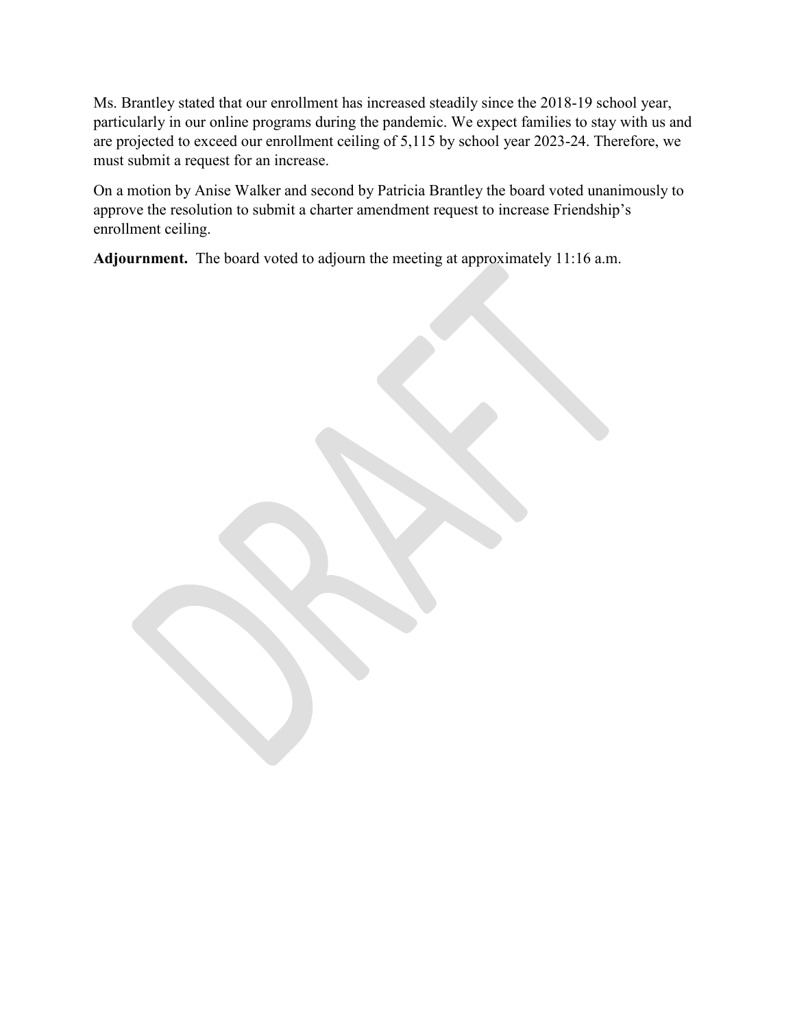Ms. Brantley stated that our enrollment has increased steadily since the 2018-19 school year, particularly in our online programs during the pandemic. We expect families to stay with us and are projected to exceed our enrollment ceiling of 5,115 by school year 2023-24. Therefore, we must submit a request for an increase.

On a motion by Anise Walker and second by Patricia Brantley the board voted unanimously to approve the resolution to submit a charter amendment request to increase Friendship's enrollment ceiling.

**Adjournment.** The board voted to adjourn the meeting at approximately 11:16 a.m.